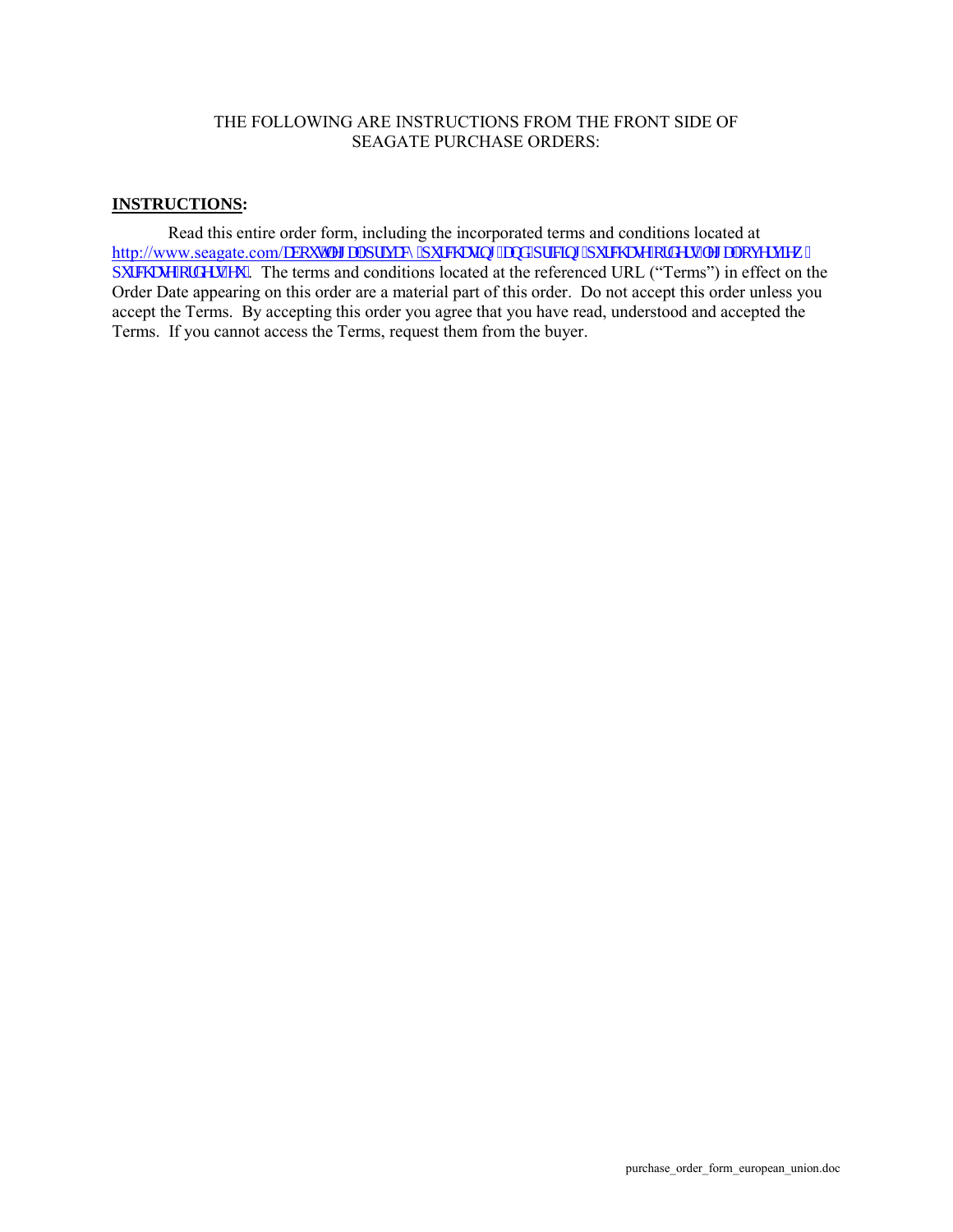THE FOLLOWING ARE INSTRUCTIONS FROM THE FRONT SIDE OF SEAGATE PURCHASE ORDERS:

**INSTRUCTIONS:**

Read this entire order form, including the incorporated terms and conditions located at http://www.seagate.com/DERXWVHDJDWHSULYDF\SXUFKDVLQJDQGSULFLQJSXUFKDVHRUGHUVVHDJDWHRYHUYLHZ SXUFKDVHRUGHUVHX. The terms and conditions located at the referenced URL ("Terms") in effect on the Order Date appearing on this order are a material part of this order. Do not accept this order unless you accept the Terms. By accepting this order you agree that you have read, understood and accepted the Terms. If you cannot access the Terms, request them from the buyer.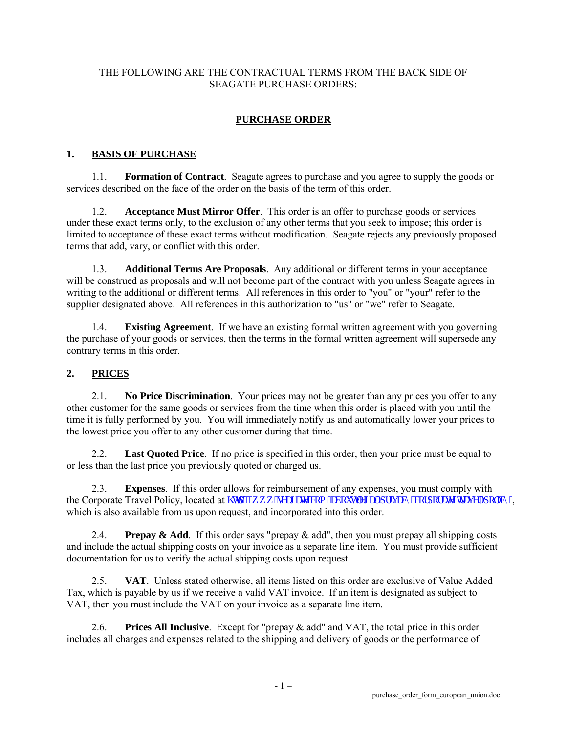THE FOLLOWING ARE THE CONTRACTUAL TERMS FROM THE BACK SIDE OF SEAGATE PURCHASE ORDERS:

# PURCHASE ORDER

## 1. BASIS OF PURCHASE

1.1. **Formation of Contract**. Seagate agrees to purchase and you agree to supply the goods or services described on the face of the order on the basis of the term of this order.

1.2. **Acceptance Must Mirror Offer**. This order is an offer to purchase goods or services under these exact terms only, to the exclusion of any other terms that you seek to impose; this order is limited to acceptance of these exact terms without modification. Seagate rejects any previously proposed terms that add, vary, or conflict with this order.

1.3. **Additional Terms Are Proposals**. Any additional or different terms in your acceptance will be construed as proposals and will not become part of the contract with you unless Seagate agrees in writing to the additional or different terms. All references in this order to "you" or "your" refer to the supplier designated above. All references in this authorization to "us" or "we" refer to Seagate.

1.4. **Existing Agreement**. If we have an existing formal written agreement with you governing the purchase of your goods or services, then the terms in the formal written agreement will supersede any contrary terms in this order.

## 2. PRICES

2.1. **No Price Discrimination**. Your prices may not be greater than any prices you offer to any other customer for the same goods or services from the time when this order is placed with you until the time it is fully performed by you. You will immediately notify us and automatically lower your prices to the lowest price you offer to any other customer during that time.

2.2. **Last Quoted Price**. If no price is specified in this order, then your price must be equal to or less than the last price you previously quoted or charged us.

2.3. **Expenses**. If this order allows for reimbursement of any expenses, you must comply with the Corporate Travel Policy, located at http://www.seagate.com/aboutus/legal/privacy/corporatetravelpolicy/, which is also available from us upon request, and incorporated into this order.

2.4. **Prepay & Add**. If this order says "prepay & add", then you must prepay all shipping costs and include the actual shipping costs on your invoice as a separate line item. You must provide sufficient documentation for us to verify the actual shipping costs upon request.

2.5. **VAT**. Unless stated otherwise, all items listed on this order are exclusive of Value Added Tax, which is payable by us if we receive a valid VAT invoice. If an item is designated as subject to VAT, then you must include the VAT on your invoice as a separate line item.

2.6. **Prices All Inclusive**. Except for "prepay & add" and VAT, the total price in this order includes all charges and expenses related to the shipping and delivery of goods or the performance of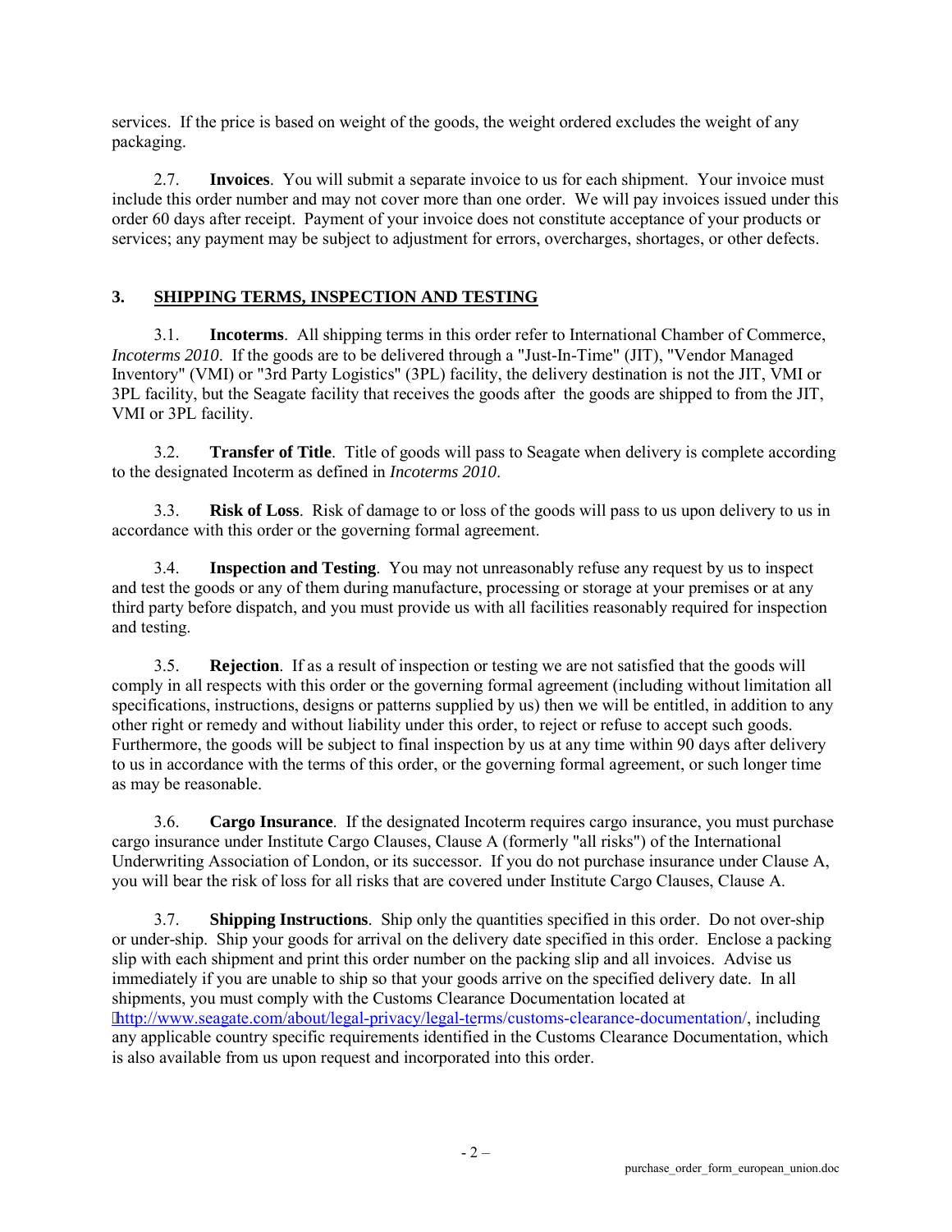services. If the price is based on weight of the goods, the weight ordered excludes the weight of any packaging.

2.7. **Invoices**. You will submit a separate invoice to us for each shipment. Your invoice must include this order number and may not cover more than one order. We will pay invoices issued under this order 60 days after receipt. Payment of your invoice does not constitute acceptance of your products or services; any payment may be subject to adjustment for errors, overcharges, shortages, or other defects.

## 3. SHIPPING TERMS, INSPECTION AND TESTING

3.1. **Incoterms**. All shipping terms in this order refer to International Chamber of Commerce, *Incoterms 2010*. If the goods are to be delivered through a "Just-In-Time" (JIT), "Vendor Managed Inventory" (VMI) or "3rd Party Logistics" (3PL) facility, the delivery destination is not the JIT, VMI or 3PL facility, but the Seagate facility that receives the goods after the goods are shipped to from the JIT, VMI or 3PL facility.

3.2. **Transfer of Title**. Title of goods will pass to Seagate when delivery is complete according to the designated Incoterm as defined in *Incoterms 2010*.

3.3. **Risk of Loss**. Risk of damage to or loss of the goods will pass to us upon delivery to us in accordance with this order or the governing formal agreement.

3.4. **Inspection and Testing**. You may not unreasonably refuse any request by us to inspect and test the goods or any of them during manufacture, processing or storage at your premises or at any third party before dispatch, and you must provide us with all facilities reasonably required for inspection and testing.

3.5. **Rejection**. If as a result of inspection or testing we are not satisfied that the goods will comply in all respects with this order or the governing formal agreement (including without limitation all specifications, instructions, designs or patterns supplied by us) then we will be entitled, in addition to any other right or remedy and without liability under this order, to reject or refuse to accept such goods. Furthermore, the goods will be subject to final inspection by us at any time within 90 days after delivery to us in accordance with the terms of this order, or the governing formal agreement, or such longer time as may be reasonable.

3.6. **Cargo Insurance**. If the designated Incoterm requires cargo insurance, you must purchase cargo insurance under Institute Cargo Clauses, Clause A (formerly "all risks") of the International Underwriting Association of London, or its successor. If you do not purchase insurance under Clause A, you will bear the risk of loss for all risks that are covered under Institute Cargo Clauses, Clause A.

3.7. **Shipping Instructions**. Ship only the quantities specified in this order. Do not over-ship or under-ship. Ship your goods for arrival on the delivery date specified in this order. Enclose a packing slip with each shipment and print this order number on the packing slip and all invoices. Advise us immediately if you are unable to ship so that your goods arrive on the specified delivery date. In all shipments, you must comply with the Customs Clearance Documentation located at http://www.seagate.com/about/legal-privacy/legal-terms/customs-clearance-documentation/, including any applicable country specific requirements identified in the Customs Clearance Documentation, which is also available from us upon request and incorporated into this order.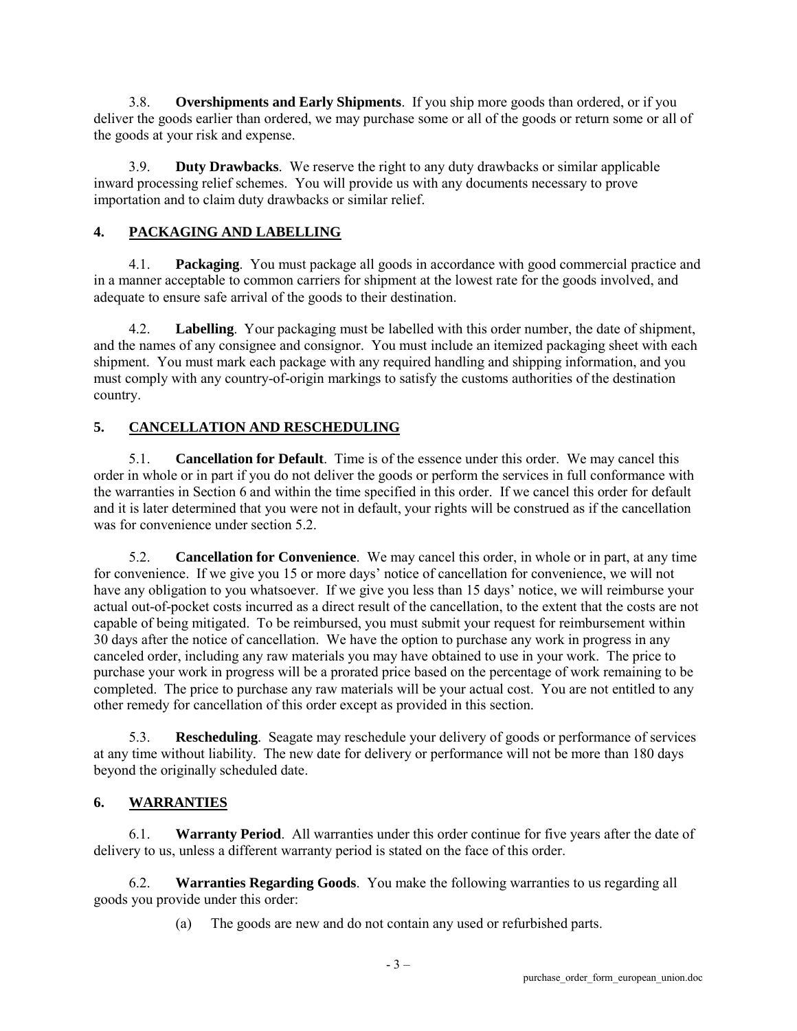3.8. **Overshipments and Early Shipments**. If you ship more goods than ordered, or if you deliver the goods earlier than ordered, we may purchase some or all of the goods or return some or all of the goods at your risk and expense.

3.9. **Duty Drawbacks**. We reserve the right to any duty drawbacks or similar applicable inward processing relief schemes. You will provide us with any documents necessary to prove importation and to claim duty drawbacks or similar relief.

## 4. PACKAGING AND LABELLING

4.1. **Packaging**. You must package all goods in accordance with good commercial practice and in a manner acceptable to common carriers for shipment at the lowest rate for the goods involved, and adequate to ensure safe arrival of the goods to their destination.

4.2. **Labelling**. Your packaging must be labelled with this order number, the date of shipment, and the names of any consignee and consignor. You must include an itemized packaging sheet with each shipment. You must mark each package with any required handling and shipping information, and you must comply with any country-of-origin markings to satisfy the customs authorities of the destination country.

## 5. CANCELLATION AND RESCHEDULING

5.1. **Cancellation for Default**. Time is of the essence under this order. We may cancel this order in whole or in part if you do not deliver the goods or perform the services in full conformance with the warranties in Section 6 and within the time specified in this order. If we cancel this order for default and it is later determined that you were not in default, your rights will be construed as if the cancellation was for convenience under section 5.2.

5.2. **Cancellation for Convenience**. We may cancel this order, in whole or in part, at any time for convenience. If we give you 15 or more days' notice of cancellation for convenience, we will not have any obligation to you whatsoever. If we give you less than 15 days' notice, we will reimburse your actual out-of-pocket costs incurred as a direct result of the cancellation, to the extent that the costs are not capable of being mitigated. To be reimbursed, you must submit your request for reimbursement within 30 days after the notice of cancellation. We have the option to purchase any work in progress in any canceled order, including any raw materials you may have obtained to use in your work. The price to purchase your work in progress will be a prorated price based on the percentage of work remaining to be completed. The price to purchase any raw materials will be your actual cost. You are not entitled to any other remedy for cancellation of this order except as provided in this section.

5.3. **Rescheduling**. Seagate may reschedule your delivery of goods or performance of services at any time without liability. The new date for delivery or performance will not be more than 180 days beyond the originally scheduled date.

## 6. WARRANTIES

6.1. **Warranty Period**. All warranties under this order continue for five years after the date of delivery to us, unless a different warranty period is stated on the face of this order.

6.2. **Warranties Regarding Goods**. You make the following warranties to us regarding all goods you provide under this order:

(a) The goods are new and do not contain any used or refurbished parts.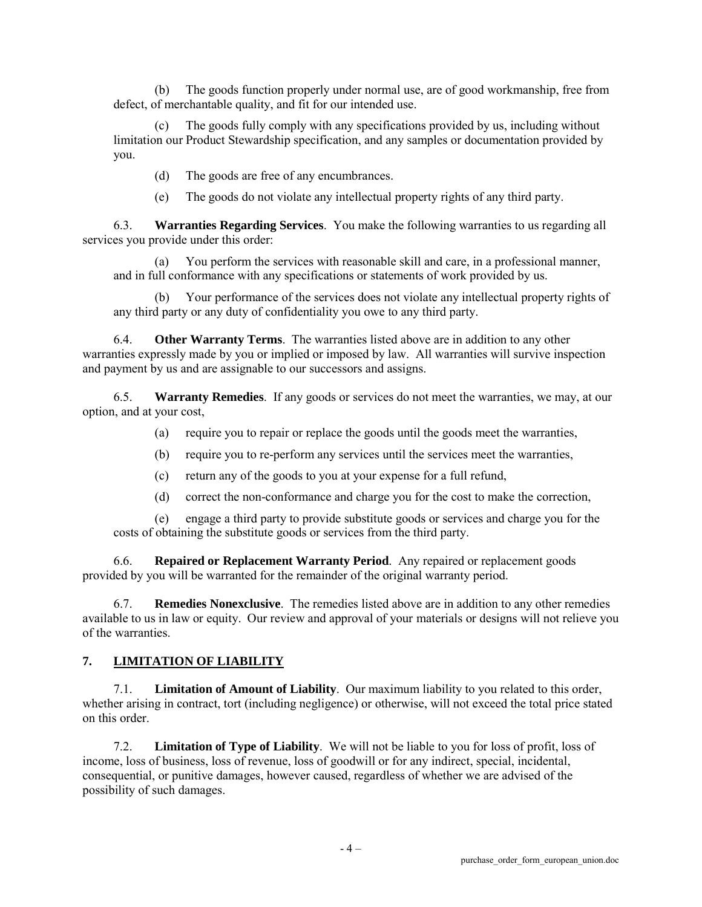(b) The goods function properly under normal use, are of good workmanship, free from defect, of merchantable quality, and fit for our intended use.

(c) The goods fully comply with any specifications provided by us, including without limitation our Product Stewardship specification, and any samples or documentation provided by you.

(d) The goods are free of any encumbrances.

(e) The goods do not violate any intellectual property rights of any third party.

6.3. **Warranties Regarding Services**. You make the following warranties to us regarding all services you provide under this order:

(a) You perform the services with reasonable skill and care, in a professional manner, and in full conformance with any specifications or statements of work provided by us.

(b) Your performance of the services does not violate any intellectual property rights of any third party or any duty of confidentiality you owe to any third party.

6.4. **Other Warranty Terms**. The warranties listed above are in addition to any other warranties expressly made by you or implied or imposed by law. All warranties will survive inspection and payment by us and are assignable to our successors and assigns.

6.5. **Warranty Remedies**. If any goods or services do not meet the warranties, we may, at our option, and at your cost,

(a) require you to repair or replace the goods until the goods meet the warranties,

(b) require you to re-perform any services until the services meet the warranties,

(c) return any of the goods to you at your expense for a full refund,

(d) correct the non-conformance and charge you for the cost to make the correction,

(e) engage a third party to provide substitute goods or services and charge you for the costs of obtaining the substitute goods or services from the third party.

6.6. **Repaired or Replacement Warranty Period**. Any repaired or replacement goods provided by you will be warranted for the remainder of the original warranty period.

6.7. **Remedies Nonexclusive**. The remedies listed above are in addition to any other remedies available to us in law or equity. Our review and approval of your materials or designs will not relieve you of the warranties.

## 7. LIMITATION OF LIABILITY

7.1. **Limitation of Amount of Liability**. Our maximum liability to you related to this order, whether arising in contract, tort (including negligence) or otherwise, will not exceed the total price stated on this order.

7.2. **Limitation of Type of Liability**. We will not be liable to you for loss of profit, loss of income, loss of business, loss of revenue, loss of goodwill or for any indirect, special, incidental, consequential, or punitive damages, however caused, regardless of whether we are advised of the possibility of such damages.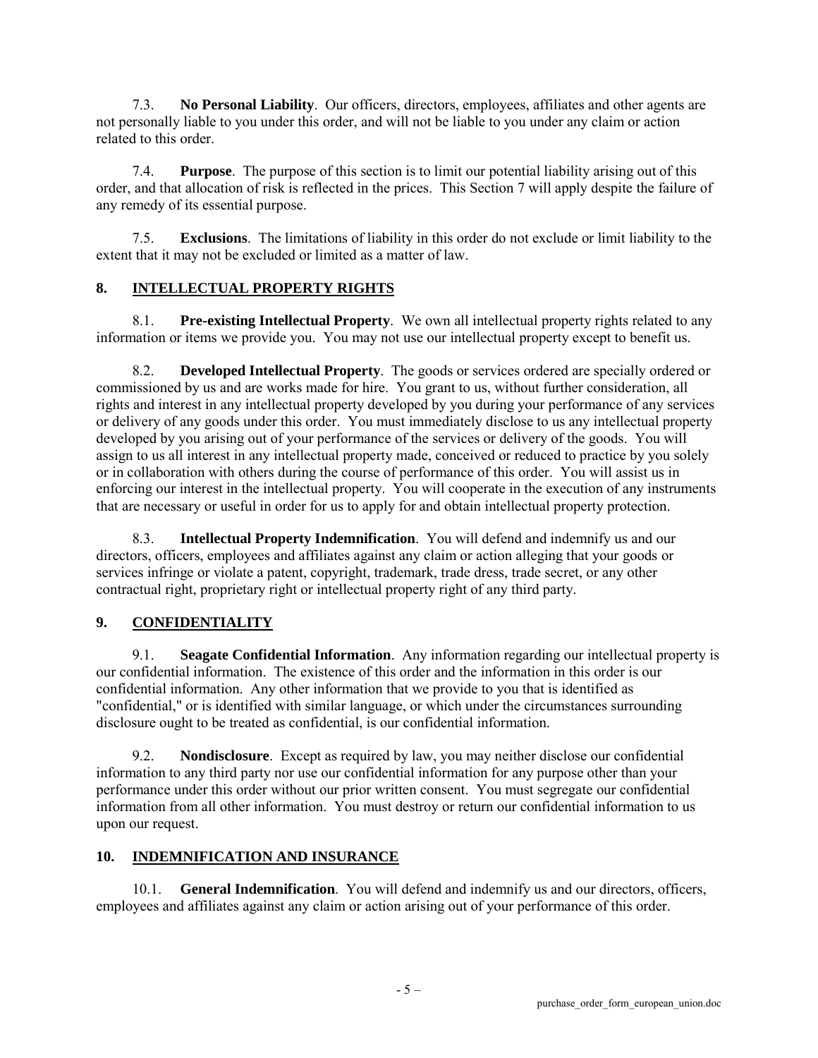7.3. **No Personal Liability**. Our officers, directors, employees, affiliates and other agents are not personally liable to you under this order, and will not be liable to you under any claim or action related to this order.

7.4. **Purpose**. The purpose of this section is to limit our potential liability arising out of this order, and that allocation of risk is reflected in the prices. This Section 7 will apply despite the failure of any remedy of its essential purpose.

7.5. **Exclusions**. The limitations of liability in this order do not exclude or limit liability to the extent that it may not be excluded or limited as a matter of law.

## 8. INTELLECTUAL PROPERTY RIGHTS

8.1. **Pre-existing Intellectual Property**. We own all intellectual property rights related to any information or items we provide you. You may not use our intellectual property except to benefit us.

8.2. **Developed Intellectual Property**. The goods or services ordered are specially ordered or commissioned by us and are works made for hire. You grant to us, without further consideration, all rights and interest in any intellectual property developed by you during your performance of any services or delivery of any goods under this order. You must immediately disclose to us any intellectual property developed by you arising out of your performance of the services or delivery of the goods. You will assign to us all interest in any intellectual property made, conceived or reduced to practice by you solely or in collaboration with others during the course of performance of this order. You will assist us in enforcing our interest in the intellectual property. You will cooperate in the execution of any instruments that are necessary or useful in order for us to apply for and obtain intellectual property protection.

8.3. **Intellectual Property Indemnification**. You will defend and indemnify us and our directors, officers, employees and affiliates against any claim or action alleging that your goods or services infringe or violate a patent, copyright, trademark, trade dress, trade secret, or any other contractual right, proprietary right or intellectual property right of any third party.

## 9. CONFIDENTIALITY

9.1. **Seagate Confidential Information**. Any information regarding our intellectual property is our confidential information. The existence of this order and the information in this order is our confidential information. Any other information that we provide to you that is identified as "confidential," or is identified with similar language, or which under the circumstances surrounding disclosure ought to be treated as confidential, is our confidential information.

9.2. **Nondisclosure**. Except as required by law, you may neither disclose our confidential information to any third party nor use our confidential information for any purpose other than your performance under this order without our prior written consent. You must segregate our confidential information from all other information. You must destroy or return our confidential information to us upon our request.

## 10. INDEMNIFICATION AND INSURANCE

10.1. **General Indemnification**. You will defend and indemnify us and our directors, officers, employees and affiliates against any claim or action arising out of your performance of this order.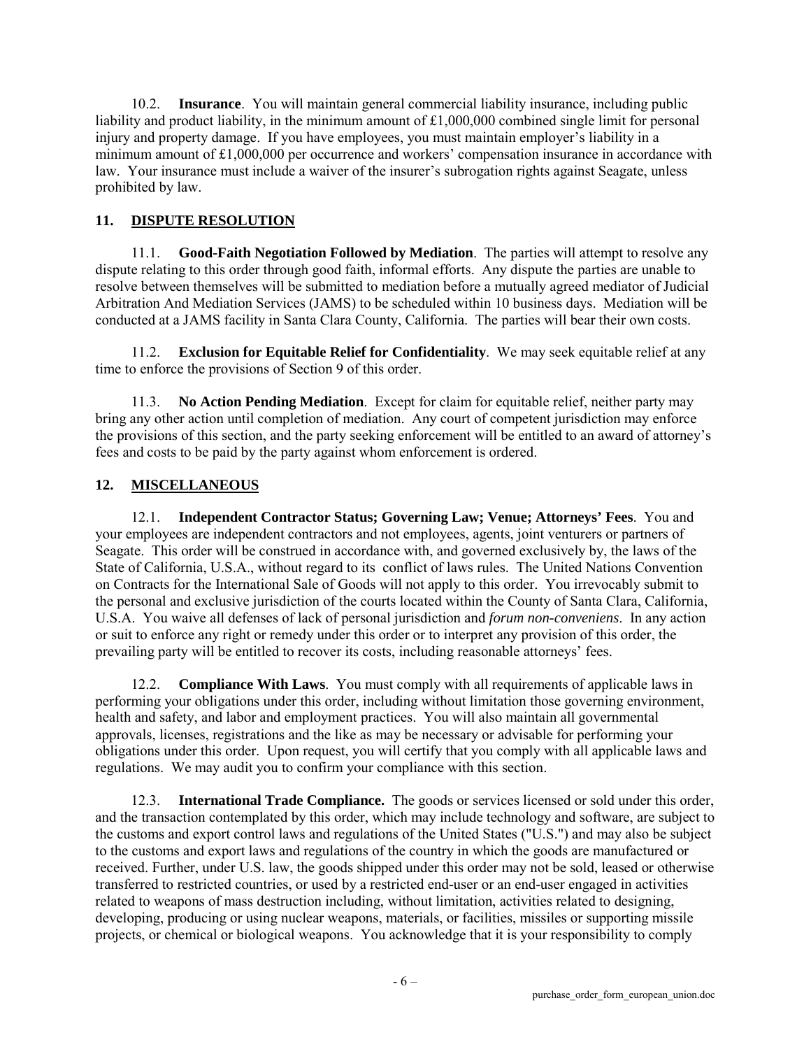10.2. **Insurance**. You will maintain general commercial liability insurance, including public liability and product liability, in the minimum amount of £1,000,000 combined single limit for personal injury and property damage. If you have employees, you must maintain employer's liability in a minimum amount of £1,000,000 per occurrence and workers' compensation insurance in accordance with law. Your insurance must include a waiver of the insurer's subrogation rights against Seagate, unless prohibited by law.

## 11. DISPUTE RESOLUTION

11.1. **Good-Faith Negotiation Followed by Mediation**. The parties will attempt to resolve any dispute relating to this order through good faith, informal efforts. Any dispute the parties are unable to resolve between themselves will be submitted to mediation before a mutually agreed mediator of Judicial Arbitration And Mediation Services (JAMS) to be scheduled within 10 business days. Mediation will be conducted at a JAMS facility in Santa Clara County, California. The parties will bear their own costs.

11.2. **Exclusion for Equitable Relief for Confidentiality**. We may seek equitable relief at any time to enforce the provisions of Section 9 of this order.

11.3. **No Action Pending Mediation**. Except for claim for equitable relief, neither party may bring any other action until completion of mediation. Any court of competent jurisdiction may enforce the provisions of this section, and the party seeking enforcement will be entitled to an award of attorney's fees and costs to be paid by the party against whom enforcement is ordered.

## 12. MISCELLANEOUS

12.1. **Independent Contractor Status; Governing Law; Venue; Attorneys' Fees**. You and your employees are independent contractors and not employees, agents, joint venturers or partners of Seagate. This order will be construed in accordance with, and governed exclusively by, the laws of the State of California, U.S.A., without regard to its conflict of laws rules. The United Nations Convention on Contracts for the International Sale of Goods will not apply to this order. You irrevocably submit to the personal and exclusive jurisdiction of the courts located within the County of Santa Clara, California, U.S.A. You waive all defenses of lack of personal jurisdiction and *forum non-conveniens*. In any action or suit to enforce any right or remedy under this order or to interpret any provision of this order, the prevailing party will be entitled to recover its costs, including reasonable attorneys' fees.

12.2. **Compliance With Laws**. You must comply with all requirements of applicable laws in performing your obligations under this order, including without limitation those governing environment, health and safety, and labor and employment practices. You will also maintain all governmental approvals, licenses, registrations and the like as may be necessary or advisable for performing your obligations under this order. Upon request, you will certify that you comply with all applicable laws and regulations. We may audit you to confirm your compliance with this section.

12.3. **International Trade Compliance.** The goods or services licensed or sold under this order, and the transaction contemplated by this order, which may include technology and software, are subject to the customs and export control laws and regulations of the United States ("U.S.") and may also be subject to the customs and export laws and regulations of the country in which the goods are manufactured or received. Further, under U.S. law, the goods shipped under this order may not be sold, leased or otherwise transferred to restricted countries, or used by a restricted end-user or an end-user engaged in activities related to weapons of mass destruction including, without limitation, activities related to designing, developing, producing or using nuclear weapons, materials, or facilities, missiles or supporting missile projects, or chemical or biological weapons. You acknowledge that it is your responsibility to comply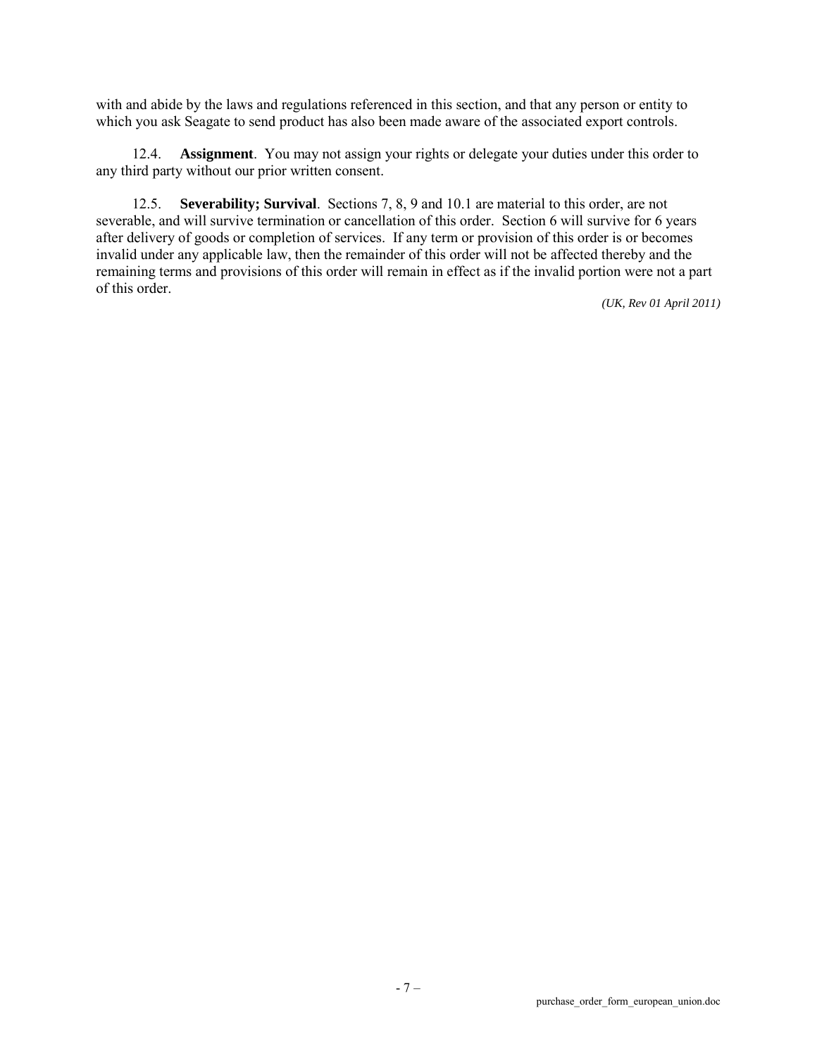with and abide by the laws and regulations referenced in this section, and that any person or entity to which you ask Seagate to send product has also been made aware of the associated export controls.

12.4. **Assignment**. You may not assign your rights or delegate your duties under this order to any third party without our prior written consent.

12.5. **Severability; Survival**. Sections 7, 8, 9 and 10.1 are material to this order, are not severable, and will survive termination or cancellation of this order. Section 6 will survive for 6 years after delivery of goods or completion of services. If any term or provision of this order is or becomes invalid under any applicable law, then the remainder of this order will not be affected thereby and the remaining terms and provisions of this order will remain in effect as if the invalid portion were not a part of this order.

*(UK, Rev 01 April 2011)*